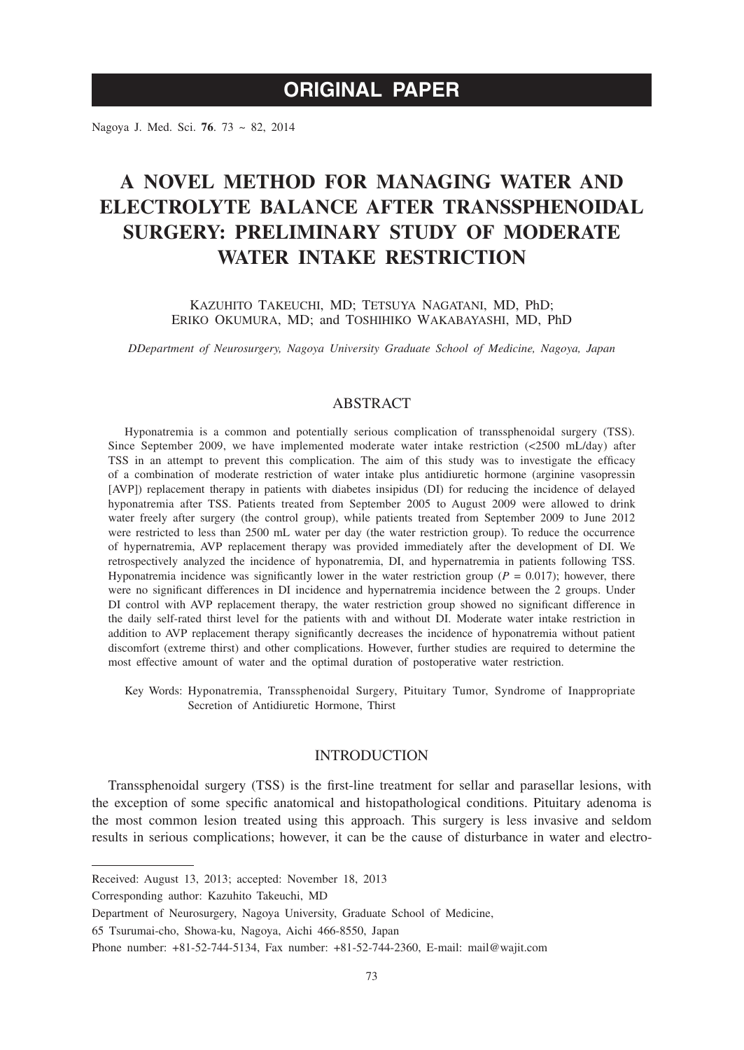# ORIGINAL PAPER

# A NOVEL METHOD FOR MANAGING WATER AND ELECTROLYTE BALANCE AFTER TRANSSPHENOIDAL SURGERY: PRELIMINARY STUDY OF MODERATE WATER INTAKE RESTRICTION

Kazuhito Takeuchi, MD; Tetsuya Nagatani, MD, PhD; Eriko Okumura, MD; and Toshihiko Wakabayashi, MD, PhD

*DDepartment of Neurosurgery, Nagoya University Graduate School of Medicine, Nagoya, Japan*

## ABSTRACT

Hyponatremia is a common and potentially serious complication of transsphenoidal surgery (TSS). Since September 2009, we have implemented moderate water intake restriction (<2500 mL/day) after TSS in an attempt to prevent this complication. The aim of this study was to investigate the efficacy of a combination of moderate restriction of water intake plus antidiuretic hormone (arginine vasopressin [AVP]) replacement therapy in patients with diabetes insipidus (DI) for reducing the incidence of delayed hyponatremia after TSS. Patients treated from September 2005 to August 2009 were allowed to drink water freely after surgery (the control group), while patients treated from September 2009 to June 2012 were restricted to less than 2500 mL water per day (the water restriction group). To reduce the occurrence of hypernatremia, AVP replacement therapy was provided immediately after the development of DI. We retrospectively analyzed the incidence of hyponatremia, DI, and hypernatremia in patients following TSS. Hyponatremia incidence was significantly lower in the water restriction group ($P = 0.017$); however, there were no significant differences in DI incidence and hypernatremia incidence between the 2 groups. Under DI control with AVP replacement therapy, the water restriction group showed no significant difference in the daily self-rated thirst level for the patients with and without DI. Moderate water intake restriction in addition to AVP replacement therapy significantly decreases the incidence of hyponatremia without patient discomfort (extreme thirst) and other complications. However, further studies are required to determine the most effective amount of water and the optimal duration of postoperative water restriction.

Key Words: Hyponatremia, Transsphenoidal Surgery, Pituitary Tumor, Syndrome of Inappropriate Secretion of Antidiuretic Hormone, Thirst

## INTRODUCTION

Transsphenoidal surgery (TSS) is the first-line treatment for sellar and parasellar lesions, with the exception of some specific anatomical and histopathological conditions. Pituitary adenoma is the most common lesion treated using this approach. This surgery is less invasive and seldom results in serious complications; however, it can be the cause of disturbance in water and electro-

---

Received: August 13, 2013; accepted: November 18, 2013

Corresponding author: Kazuhito Takeuchi, MD

Department of Neurosurgery, Nagoya University, Graduate School of Medicine,

65 Tsurumai-cho, Showa-ku, Nagoya, Aichi 466-8550, Japan

Phone number: +81-52-744-5134, Fax number: +81-52-744-2360, E-mail: mail@wajit.com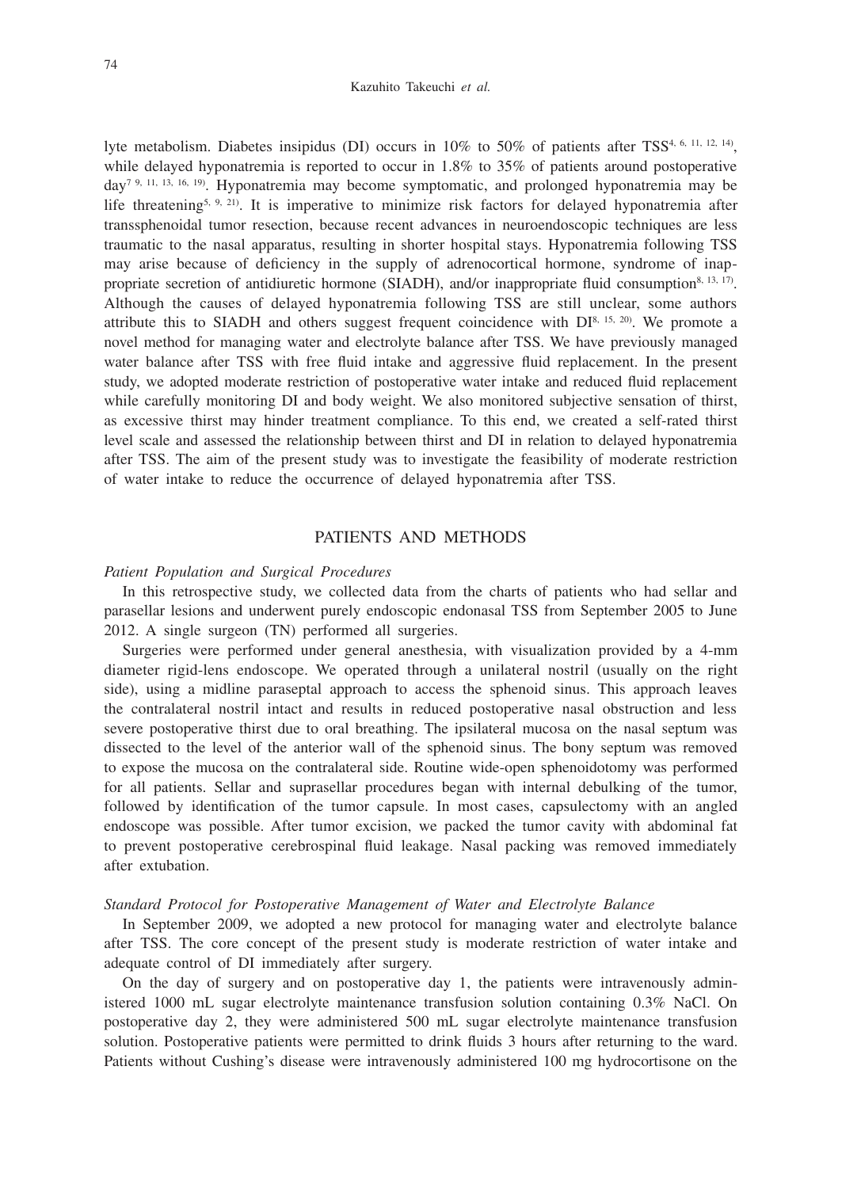lyte metabolism. Diabetes insipidus (DI) occurs in 10% to 50% of patients after TSS[4, 6, 11, 12, 14], while delayed hyponatremia is reported to occur in 1.8% to 35% of patients around postoperative day[7 9, 11, 13, 16, 19]. Hyponatremia may become symptomatic, and prolonged hyponatremia may be life threatening[5, 9, 21]. It is imperative to minimize risk factors for delayed hyponatremia after transsphenoidal tumor resection, because recent advances in neuroendoscopic techniques are less traumatic to the nasal apparatus, resulting in shorter hospital stays. Hyponatremia following TSS may arise because of deficiency in the supply of adrenocortical hormone, syndrome of inappropriate secretion of antidiuretic hormone (SIADH), and/or inappropriate fluid consumption[8, 13, 17]. Although the causes of delayed hyponatremia following TSS are still unclear, some authors attribute this to SIADH and others suggest frequent coincidence with DI[8, 15, 20]. We promote a novel method for managing water and electrolyte balance after TSS. We have previously managed water balance after TSS with free fluid intake and aggressive fluid replacement. In the present study, we adopted moderate restriction of postoperative water intake and reduced fluid replacement while carefully monitoring DI and body weight. We also monitored subjective sensation of thirst, as excessive thirst may hinder treatment compliance. To this end, we created a self-rated thirst level scale and assessed the relationship between thirst and DI in relation to delayed hyponatremia after TSS. The aim of the present study was to investigate the feasibility of moderate restriction of water intake to reduce the occurrence of delayed hyponatremia after TSS.

## PATIENTS AND METHODS

### *Patient Population and Surgical Procedures*

In this retrospective study, we collected data from the charts of patients who had sellar and parasellar lesions and underwent purely endoscopic endonasal TSS from September 2005 to June 2012. A single surgeon (TN) performed all surgeries.

Surgeries were performed under general anesthesia, with visualization provided by a 4-mm diameter rigid-lens endoscope. We operated through a unilateral nostril (usually on the right side), using a midline paraseptal approach to access the sphenoid sinus. This approach leaves the contralateral nostril intact and results in reduced postoperative nasal obstruction and less severe postoperative thirst due to oral breathing. The ipsilateral mucosa on the nasal septum was dissected to the level of the anterior wall of the sphenoid sinus. The bony septum was removed to expose the mucosa on the contralateral side. Routine wide-open sphenoidotomy was performed for all patients. Sellar and suprasellar procedures began with internal debulking of the tumor, followed by identification of the tumor capsule. In most cases, capsulectomy with an angled endoscope was possible. After tumor excision, we packed the tumor cavity with abdominal fat to prevent postoperative cerebrospinal fluid leakage. Nasal packing was removed immediately after extubation.

### *Standard Protocol for Postoperative Management of Water and Electrolyte Balance*

In September 2009, we adopted a new protocol for managing water and electrolyte balance after TSS. The core concept of the present study is moderate restriction of water intake and adequate control of DI immediately after surgery.

On the day of surgery and on postoperative day 1, the patients were intravenously administered 1000 mL sugar electrolyte maintenance transfusion solution containing 0.3% NaCl. On postoperative day 2, they were administered 500 mL sugar electrolyte maintenance transfusion solution. Postoperative patients were permitted to drink fluids 3 hours after returning to the ward. Patients without Cushing's disease were intravenously administered 100 mg hydrocortisone on the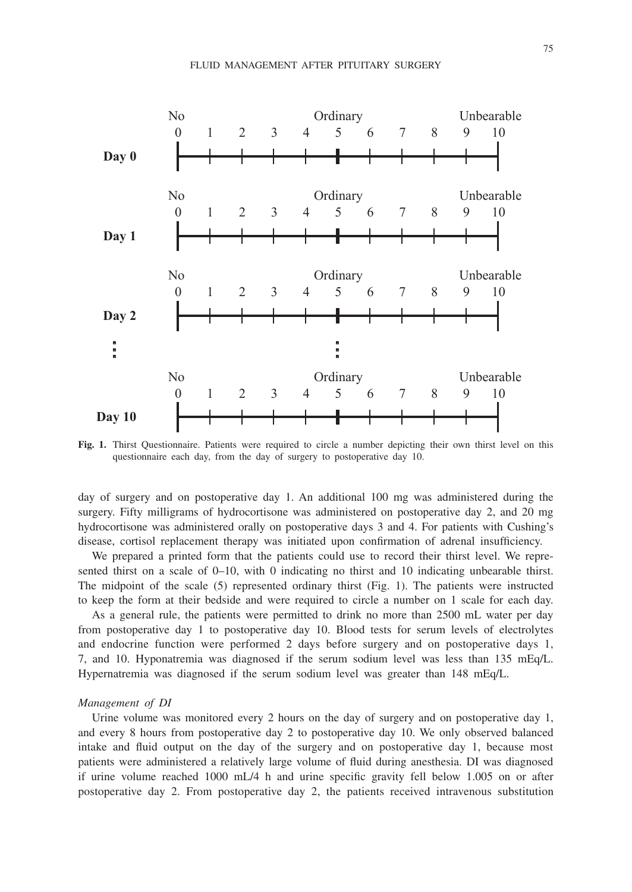No
Ordinary
Unbearable
0 1 2 3 4 5 6 7 8 9 10

**Day 0**

No
Ordinary
Unbearable
0 1 2 3 4 5 6 7 8 9 10

**Day 1**

No
Ordinary
Unbearable
0 1 2 3 4 5 6 7 8 9 10

**Day 2**

No
Ordinary
Unbearable
0 1 2 3 4 5 6 7 8 9 10

**Day 10**

**Fig. 1.** Thirst Questionnaire. Patients were required to circle a number depicting their own thirst level on this questionnaire each day, from the day of surgery to postoperative day 10.

day of surgery and on postoperative day 1. An additional 100 mg was administered during the surgery. Fifty milligrams of hydrocortisone was administered on postoperative day 2, and 20 mg hydrocortisone was administered orally on postoperative days 3 and 4. For patients with Cushing's disease, cortisol replacement therapy was initiated upon confirmation of adrenal insufficiency.

We prepared a printed form that the patients could use to record their thirst level. We represented thirst on a scale of 0–10, with 0 indicating no thirst and 10 indicating unbearable thirst. The midpoint of the scale (5) represented ordinary thirst (Fig. 1). The patients were instructed to keep the form at their bedside and were required to circle a number on 1 scale for each day.

As a general rule, the patients were permitted to drink no more than 2500 mL water per day from postoperative day 1 to postoperative day 10. Blood tests for serum levels of electrolytes and endocrine function were performed 2 days before surgery and on postoperative days 1, 7, and 10. Hyponatremia was diagnosed if the serum sodium level was less than 135 mEq/L. Hypernatremia was diagnosed if the serum sodium level was greater than 148 mEq/L.

### *Management of DI*

Urine volume was monitored every 2 hours on the day of surgery and on postoperative day 1, and every 8 hours from postoperative day 2 to postoperative day 10. We only observed balanced intake and fluid output on the day of the surgery and on postoperative day 1, because most patients were administered a relatively large volume of fluid during anesthesia. DI was diagnosed if urine volume reached 1000 mL/4 h and urine specific gravity fell below 1.005 on or after postoperative day 2. From postoperative day 2, the patients received intravenous substitution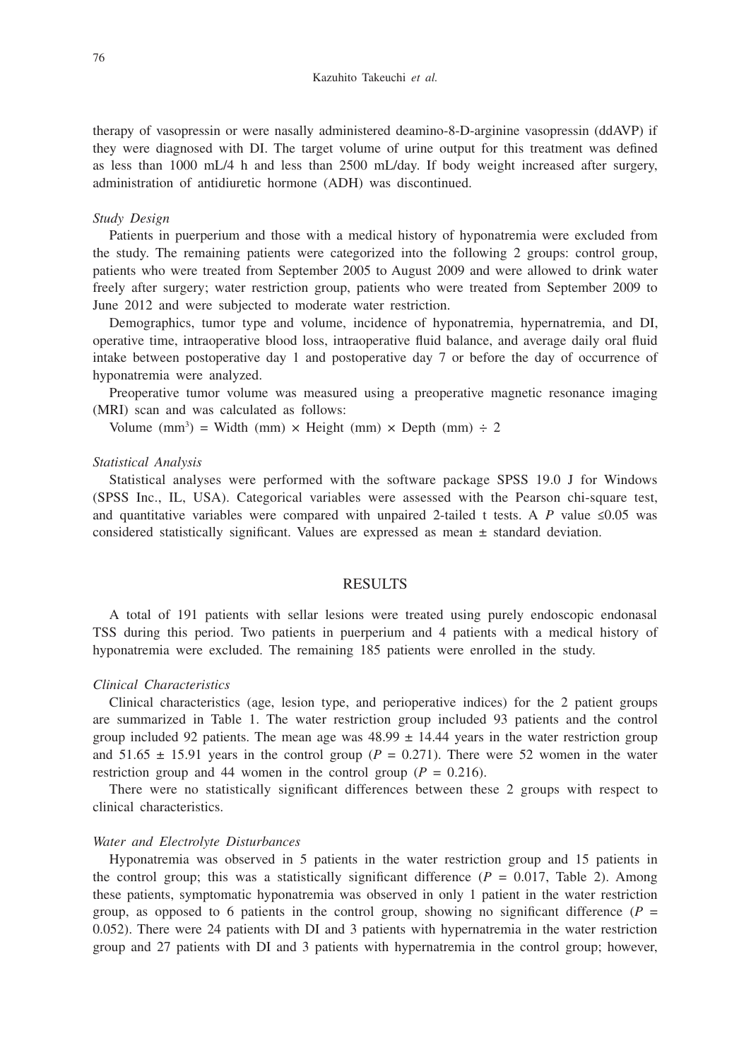therapy of vasopressin or were nasally administered deamino-8-D-arginine vasopressin (ddAVP) if they were diagnosed with DI. The target volume of urine output for this treatment was defined as less than 1000 mL/4 h and less than 2500 mL/day. If body weight increased after surgery, administration of antidiuretic hormone (ADH) was discontinued.

### *Study Design*

Patients in puerperium and those with a medical history of hyponatremia were excluded from the study. The remaining patients were categorized into the following 2 groups: control group, patients who were treated from September 2005 to August 2009 and were allowed to drink water freely after surgery; water restriction group, patients who were treated from September 2009 to June 2012 and were subjected to moderate water restriction.

Demographics, tumor type and volume, incidence of hyponatremia, hypernatremia, and DI, operative time, intraoperative blood loss, intraoperative fluid balance, and average daily oral fluid intake between postoperative day 1 and postoperative day 7 or before the day of occurrence of hyponatremia were analyzed.

Preoperative tumor volume was measured using a preoperative magnetic resonance imaging (MRI) scan and was calculated as follows:

Volume ($mm^3$) = Width (mm) × Height (mm) × Depth (mm) ÷ 2

### *Statistical Analysis*

Statistical analyses were performed with the software package SPSS 19.0 J for Windows (SPSS Inc., IL, USA). Categorical variables were assessed with the Pearson chi-square test, and quantitative variables were compared with unpaired 2-tailed t tests. A $P$ value $\leq 0.05$ was considered statistically significant. Values are expressed as mean ± standard deviation.

## RESULTS

A total of 191 patients with sellar lesions were treated using purely endoscopic endonasal TSS during this period. Two patients in puerperium and 4 patients with a medical history of hyponatremia were excluded. The remaining 185 patients were enrolled in the study.

### *Clinical Characteristics*

Clinical characteristics (age, lesion type, and perioperative indices) for the 2 patient groups are summarized in Table 1. The water restriction group included 93 patients and the control group included 92 patients. The mean age was 48.99 ± 14.44 years in the water restriction group and 51.65 ± 15.91 years in the control group ($P$ = 0.271). There were 52 women in the water restriction group and 44 women in the control group ($P$ = 0.216).

There were no statistically significant differences between these 2 groups with respect to clinical characteristics.

### *Water and Electrolyte Disturbances*

Hyponatremia was observed in 5 patients in the water restriction group and 15 patients in the control group; this was a statistically significant difference ($P$ = 0.017, Table 2). Among these patients, symptomatic hyponatremia was observed in only 1 patient in the water restriction group, as opposed to 6 patients in the control group, showing no significant difference ($P$ = 0.052). There were 24 patients with DI and 3 patients with hypernatremia in the water restriction group and 27 patients with DI and 3 patients with hypernatremia in the control group; however,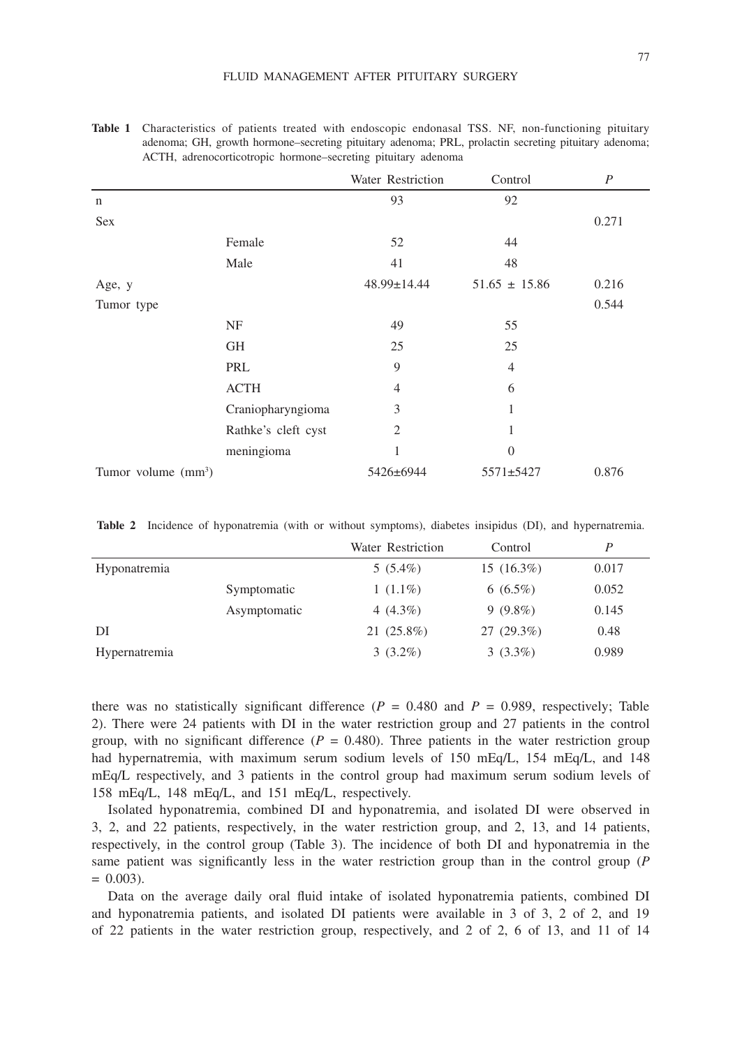**Table 1** Characteristics of patients treated with endoscopic endonasal TSS. NF, non-functioning pituitary adenoma; GH, growth hormone–secreting pituitary adenoma; PRL, prolactin secreting pituitary adenoma; ACTH, adrenocorticotropic hormone–secreting pituitary adenoma

| | | Water Restriction | Control | *P* |
|---|---|---|---|---|
| n | | 93 | 92 | |
| Sex | | | | 0.271 |
| | Female | 52 | 44 | |
| | Male | 41 | 48 | |
| Age, y | | 48.99±14.44 | 51.65 ± 15.86 | 0.216 |
| Tumor type | | | | 0.544 |
| | NF | 49 | 55 | |
| | GH | 25 | 25 | |
| | PRL | 9 | 4 | |
| | ACTH | 4 | 6 | |
| | Craniopharyngioma | 3 | 1 | |
| | Rathke's cleft cyst | 2 | 1 | |
| | meningioma | 1 | 0 | |
| Tumor volume ($mm^3$) | | 5426±6944 | 5571±5427 | 0.876 |

**Table 2** Incidence of hyponatremia (with or without symptoms), diabetes insipidus (DI), and hypernatremia.

| | | Water Restriction | Control | *P* |
|---|---|---|---|---|
| Hyponatremia | | 5 (5.4%) | 15 (16.3%) | 0.017 |
| | Symptomatic | 1 (1.1%) | 6 (6.5%) | 0.052 |
| | Asymptomatic | 4 (4.3%) | 9 (9.8%) | 0.145 |
| DI | | 21 (25.8%) | 27 (29.3%) | 0.48 |
| Hypernatremia | | 3 (3.2%) | 3 (3.3%) | 0.989 |

there was no statistically significant difference ($P$ = 0.480 and $P$ = 0.989, respectively; Table 2). There were 24 patients with DI in the water restriction group and 27 patients in the control group, with no significant difference ($P$ = 0.480). Three patients in the water restriction group had hypernatremia, with maximum serum sodium levels of 150 mEq/L, 154 mEq/L, and 148 mEq/L respectively, and 3 patients in the control group had maximum serum sodium levels of 158 mEq/L, 148 mEq/L, and 151 mEq/L, respectively.

Isolated hyponatremia, combined DI and hyponatremia, and isolated DI were observed in 3, 2, and 22 patients, respectively, in the water restriction group, and 2, 13, and 14 patients, respectively, in the control group (Table 3). The incidence of both DI and hyponatremia in the same patient was significantly less in the water restriction group than in the control group ($P$ = 0.003).

Data on the average daily oral fluid intake of isolated hyponatremia patients, combined DI and hyponatremia patients, and isolated DI patients were available in 3 of 3, 2 of 2, and 19 of 22 patients in the water restriction group, respectively, and 2 of 2, 6 of 13, and 11 of 14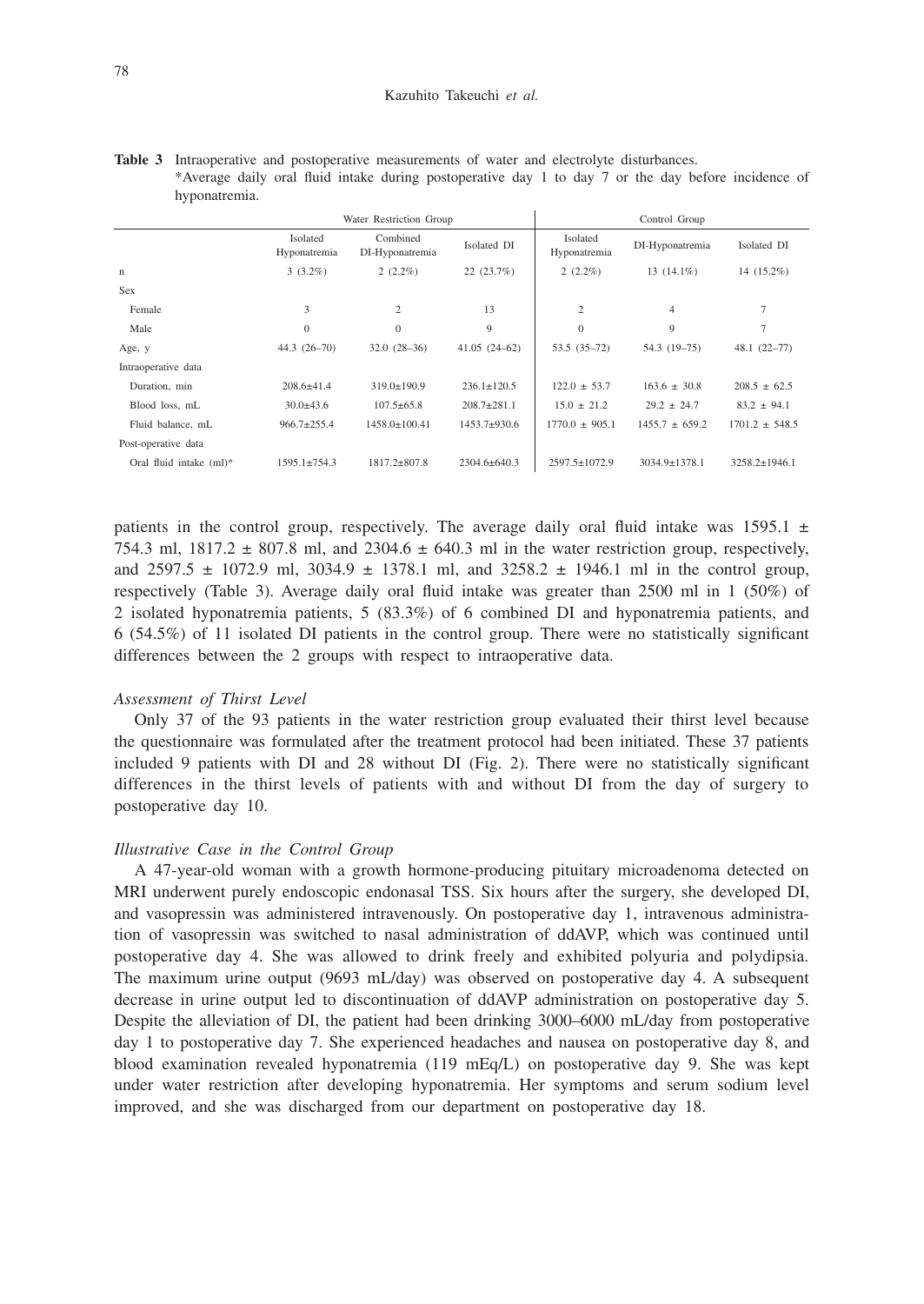**Table 3** Intraoperative and postoperative measurements of water and electrolyte disturbances.
*Average daily oral fluid intake during postoperative day 1 to day 7 or the day before incidence of hyponatremia.

| | Water Restriction Group | | | Control Group | | |
|---|---|---|---|---|---|---|
| | Isolated Hyponatremia | Combined DI-Hyponatremia | Isolated DI | Isolated Hyponatremia | DI-Hyponatremia | Isolated DI |
| n | 3 (3.2%) | 2 (2.2%) | 22 (23.7%) | 2 (2.2%) | 13 (14.1%) | 14 (15.2%) |
| Sex | | | | | | |
| Female | 3 | 2 | 13 | 2 | 4 | 7 |
| Male | 0 | 0 | 9 | 0 | 9 | 7 |
| Age, y | 44.3 (26–70) | 32.0 (28–36) | 41.05 (24–62) | 53.5 (35–72) | 54.3 (19–75) | 48.1 (22–77) |
| Intraoperative data | | | | | | |
| Duration, min | 208.6±41.4 | 319.0±190.9 | 236.1±120.5 | 122.0 ± 53.7 | 163.6 ± 30.8 | 208.5 ± 62.5 |
| Blood loss, mL | 30.0±43.6 | 107.5±65.8 | 208.7±281.1 | 15.0 ± 21.2 | 29.2 ± 24.7 | 83.2 ± 94.1 |
| Fluid balance, mL | 966.7±255.4 | 1458.0±100.41 | 1453.7±930.6 | 1770.0 ± 905.1 | 1455.7 ± 659.2 | 1701.2 ± 548.5 |
| Post-operative data | | | | | | |
| Oral fluid intake (ml)* | 1595.1±754.3 | 1817.2±807.8 | 2304.6±640.3 | 2597.5±1072.9 | 3034.9±1378.1 | 3258.2±1946.1 |

patients in the control group, respectively. The average daily oral fluid intake was 1595.1 ± 754.3 ml, 1817.2 ± 807.8 ml, and 2304.6 ± 640.3 ml in the water restriction group, respectively, and 2597.5 ± 1072.9 ml, 3034.9 ± 1378.1 ml, and 3258.2 ± 1946.1 ml in the control group, respectively (Table 3). Average daily oral fluid intake was greater than 2500 ml in 1 (50%) of 2 isolated hyponatremia patients, 5 (83.3%) of 6 combined DI and hyponatremia patients, and 6 (54.5%) of 11 isolated DI patients in the control group. There were no statistically significant differences between the 2 groups with respect to intraoperative data.

*Assessment of Thirst Level*

Only 37 of the 93 patients in the water restriction group evaluated their thirst level because the questionnaire was formulated after the treatment protocol had been initiated. These 37 patients included 9 patients with DI and 28 without DI (Fig. 2). There were no statistically significant differences in the thirst levels of patients with and without DI from the day of surgery to postoperative day 10.

*Illustrative Case in the Control Group*

A 47-year-old woman with a growth hormone-producing pituitary microadenoma detected on MRI underwent purely endoscopic endonasal TSS. Six hours after the surgery, she developed DI, and vasopressin was administered intravenously. On postoperative day 1, intravenous administration of vasopressin was switched to nasal administration of ddAVP, which was continued until postoperative day 4. She was allowed to drink freely and exhibited polyuria and polydipsia. The maximum urine output (9693 mL/day) was observed on postoperative day 4. A subsequent decrease in urine output led to discontinuation of ddAVP administration on postoperative day 5. Despite the alleviation of DI, the patient had been drinking 3000–6000 mL/day from postoperative day 1 to postoperative day 7. She experienced headaches and nausea on postoperative day 8, and blood examination revealed hyponatremia (119 mEq/L) on postoperative day 9. She was kept under water restriction after developing hyponatremia. Her symptoms and serum sodium level improved, and she was discharged from our department on postoperative day 18.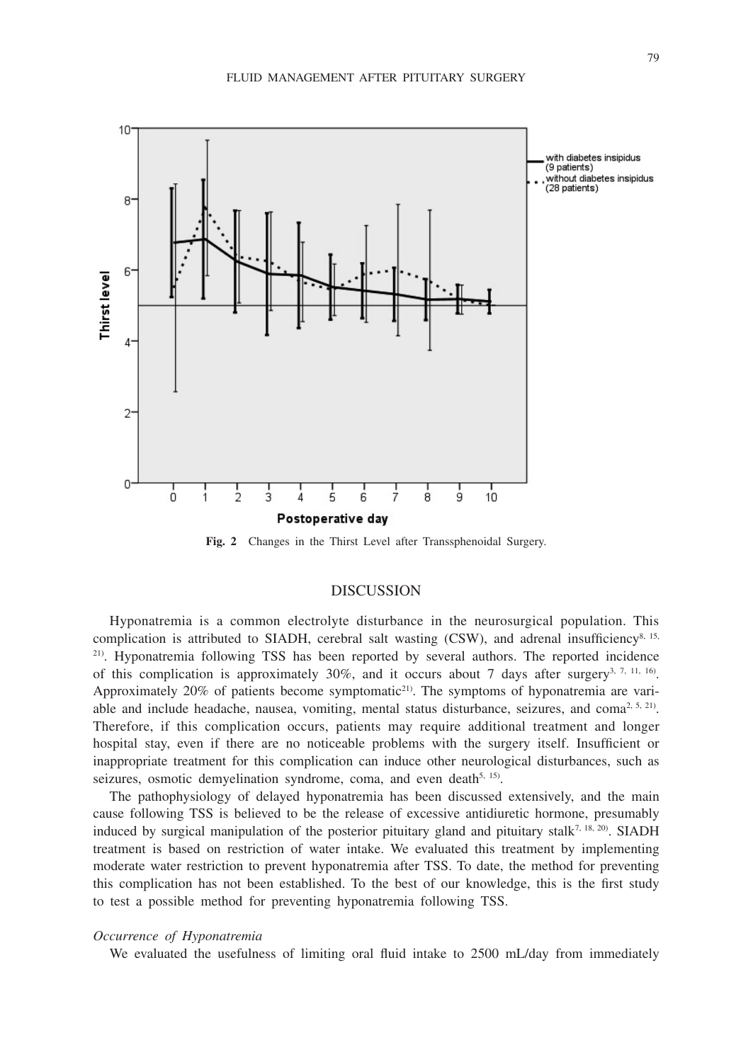10

8

6

4

2

0

Thirst level

0 1 2 3 4 5 6 7 8 9 10

Postoperative day

with diabetes insipidus (9 patients)

without diabetes insipidus (28 patients)

**Fig. 2** Changes in the Thirst Level after Transsphenoidal Surgery.

## DISCUSSION

Hyponatremia is a common electrolyte disturbance in the neurosurgical population. This complication is attributed to SIADH, cerebral salt wasting (CSW), and adrenal insufficiency[8, 15, 21]. Hyponatremia following TSS has been reported by several authors. The reported incidence of this complication is approximately 30%, and it occurs about 7 days after surgery[3, 7, 11, 16]. Approximately 20% of patients become symptomatic[21]. The symptoms of hyponatremia are variable and include headache, nausea, vomiting, mental status disturbance, seizures, and coma[2, 5, 21]. Therefore, if this complication occurs, patients may require additional treatment and longer hospital stay, even if there are no noticeable problems with the surgery itself. Insufficient or inappropriate treatment for this complication can induce other neurological disturbances, such as seizures, osmotic demyelination syndrome, coma, and even death[5, 15].

The pathophysiology of delayed hyponatremia has been discussed extensively, and the main cause following TSS is believed to be the release of excessive antidiuretic hormone, presumably induced by surgical manipulation of the posterior pituitary gland and pituitary stalk[7, 18, 20]. SIADH treatment is based on restriction of water intake. We evaluated this treatment by implementing moderate water restriction to prevent hyponatremia after TSS. To date, the method for preventing this complication has not been established. To the best of our knowledge, this is the first study to test a possible method for preventing hyponatremia following TSS.

*Occurrence of Hyponatremia*

We evaluated the usefulness of limiting oral fluid intake to 2500 mL/day from immediately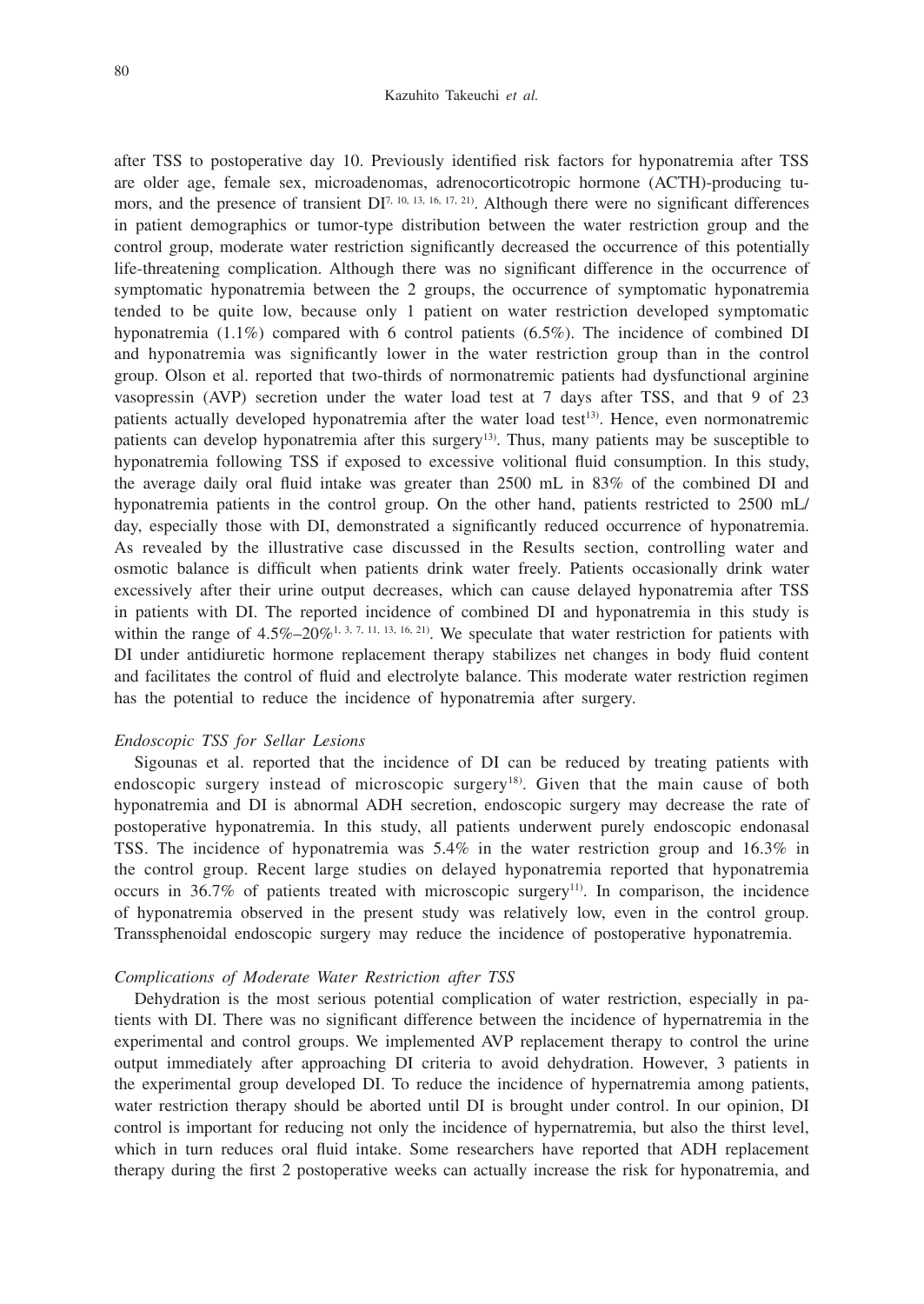after TSS to postoperative day 10. Previously identified risk factors for hyponatremia after TSS are older age, female sex, microadenomas, adrenocorticotropic hormone (ACTH)-producing tumors, and the presence of transient DI[7, 10, 13, 16, 17, 21]. Although there were no significant differences in patient demographics or tumor-type distribution between the water restriction group and the control group, moderate water restriction significantly decreased the occurrence of this potentially life-threatening complication. Although there was no significant difference in the occurrence of symptomatic hyponatremia between the 2 groups, the occurrence of symptomatic hyponatremia tended to be quite low, because only 1 patient on water restriction developed symptomatic hyponatremia (1.1%) compared with 6 control patients (6.5%). The incidence of combined DI and hyponatremia was significantly lower in the water restriction group than in the control group. Olson et al. reported that two-thirds of normonatremic patients had dysfunctional arginine vasopressin (AVP) secretion under the water load test at 7 days after TSS, and that 9 of 23 patients actually developed hyponatremia after the water load test[13]. Hence, even normonatremic patients can develop hyponatremia after this surgery[13]. Thus, many patients may be susceptible to hyponatremia following TSS if exposed to excessive volitional fluid consumption. In this study, the average daily oral fluid intake was greater than 2500 mL in 83% of the combined DI and hyponatremia patients in the control group. On the other hand, patients restricted to 2500 mL/day, especially those with DI, demonstrated a significantly reduced occurrence of hyponatremia. As revealed by the illustrative case discussed in the Results section, controlling water and osmotic balance is difficult when patients drink water freely. Patients occasionally drink water excessively after their urine output decreases, which can cause delayed hyponatremia after TSS in patients with DI. The reported incidence of combined DI and hyponatremia in this study is within the range of 4.5%–20%[1, 3, 7, 11, 13, 16, 21]. We speculate that water restriction for patients with DI under antidiuretic hormone replacement therapy stabilizes net changes in body fluid content and facilitates the control of fluid and electrolyte balance. This moderate water restriction regimen has the potential to reduce the incidence of hyponatremia after surgery.

### *Endoscopic TSS for Sellar Lesions*

Sigounas et al. reported that the incidence of DI can be reduced by treating patients with endoscopic surgery instead of microscopic surgery[18]. Given that the main cause of both hyponatremia and DI is abnormal ADH secretion, endoscopic surgery may decrease the rate of postoperative hyponatremia. In this study, all patients underwent purely endoscopic endonasal TSS. The incidence of hyponatremia was 5.4% in the water restriction group and 16.3% in the control group. Recent large studies on delayed hyponatremia reported that hyponatremia occurs in 36.7% of patients treated with microscopic surgery[11]. In comparison, the incidence of hyponatremia observed in the present study was relatively low, even in the control group. Transsphenoidal endoscopic surgery may reduce the incidence of postoperative hyponatremia.

### *Complications of Moderate Water Restriction after TSS*

Dehydration is the most serious potential complication of water restriction, especially in patients with DI. There was no significant difference between the incidence of hypernatremia in the experimental and control groups. We implemented AVP replacement therapy to control the urine output immediately after approaching DI criteria to avoid dehydration. However, 3 patients in the experimental group developed DI. To reduce the incidence of hypernatremia among patients, water restriction therapy should be aborted until DI is brought under control. In our opinion, DI control is important for reducing not only the incidence of hypernatremia, but also the thirst level, which in turn reduces oral fluid intake. Some researchers have reported that ADH replacement therapy during the first 2 postoperative weeks can actually increase the risk for hyponatremia, and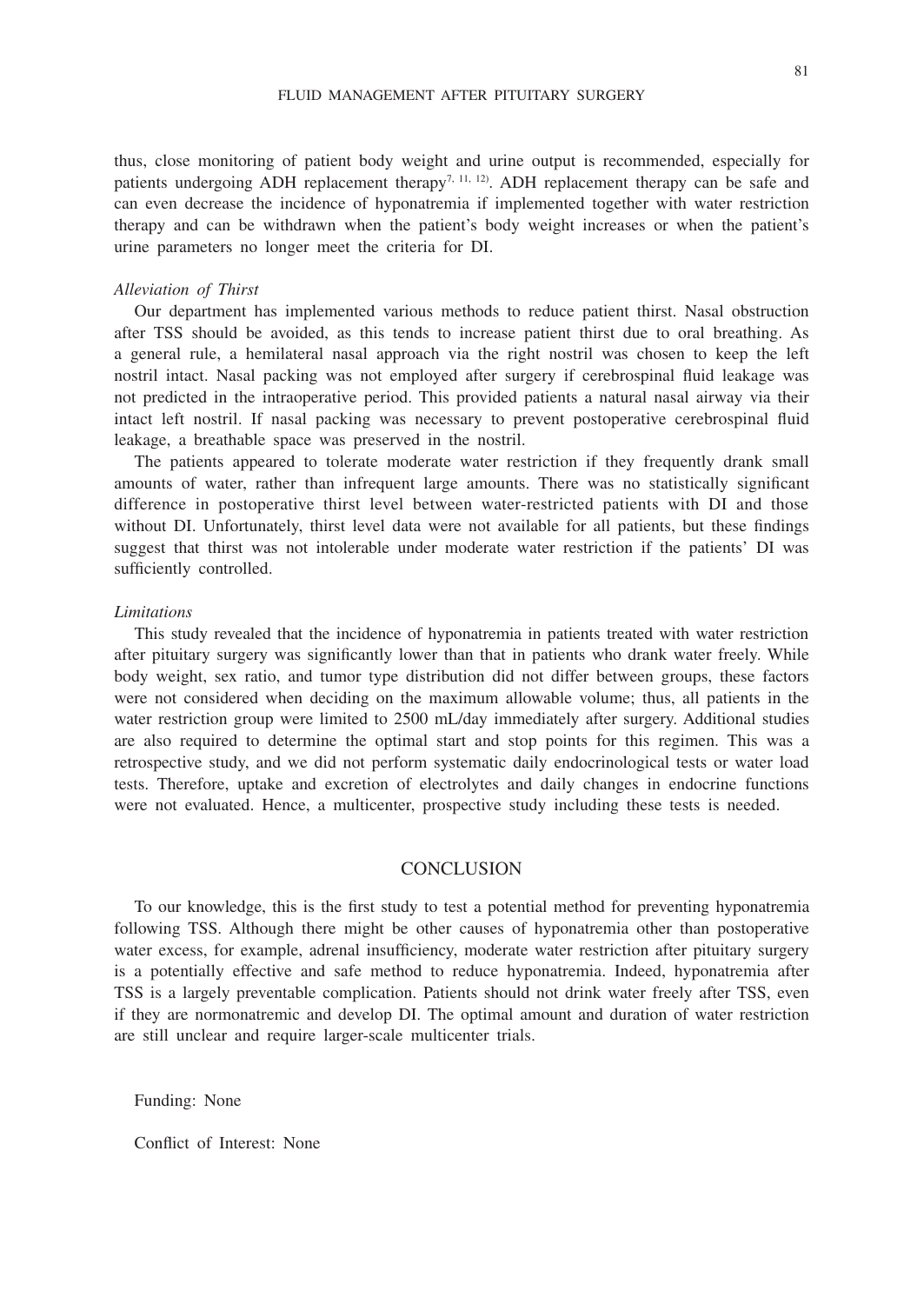thus, close monitoring of patient body weight and urine output is recommended, especially for patients undergoing ADH replacement therapy[7, 11, 12]. ADH replacement therapy can be safe and can even decrease the incidence of hyponatremia if implemented together with water restriction therapy and can be withdrawn when the patient's body weight increases or when the patient's urine parameters no longer meet the criteria for DI.

*Alleviation of Thirst*

Our department has implemented various methods to reduce patient thirst. Nasal obstruction after TSS should be avoided, as this tends to increase patient thirst due to oral breathing. As a general rule, a hemilateral nasal approach via the right nostril was chosen to keep the left nostril intact. Nasal packing was not employed after surgery if cerebrospinal fluid leakage was not predicted in the intraoperative period. This provided patients a natural nasal airway via their intact left nostril. If nasal packing was necessary to prevent postoperative cerebrospinal fluid leakage, a breathable space was preserved in the nostril.

The patients appeared to tolerate moderate water restriction if they frequently drank small amounts of water, rather than infrequent large amounts. There was no statistically significant difference in postoperative thirst level between water-restricted patients with DI and those without DI. Unfortunately, thirst level data were not available for all patients, but these findings suggest that thirst was not intolerable under moderate water restriction if the patients' DI was sufficiently controlled.

*Limitations*

This study revealed that the incidence of hyponatremia in patients treated with water restriction after pituitary surgery was significantly lower than that in patients who drank water freely. While body weight, sex ratio, and tumor type distribution did not differ between groups, these factors were not considered when deciding on the maximum allowable volume; thus, all patients in the water restriction group were limited to 2500 mL/day immediately after surgery. Additional studies are also required to determine the optimal start and stop points for this regimen. This was a retrospective study, and we did not perform systematic daily endocrinological tests or water load tests. Therefore, uptake and excretion of electrolytes and daily changes in endocrine functions were not evaluated. Hence, a multicenter, prospective study including these tests is needed.

## CONCLUSION

To our knowledge, this is the first study to test a potential method for preventing hyponatremia following TSS. Although there might be other causes of hyponatremia other than postoperative water excess, for example, adrenal insufficiency, moderate water restriction after pituitary surgery is a potentially effective and safe method to reduce hyponatremia. Indeed, hyponatremia after TSS is a largely preventable complication. Patients should not drink water freely after TSS, even if they are normonatremic and develop DI. The optimal amount and duration of water restriction are still unclear and require larger-scale multicenter trials.

Funding: None

Conflict of Interest: None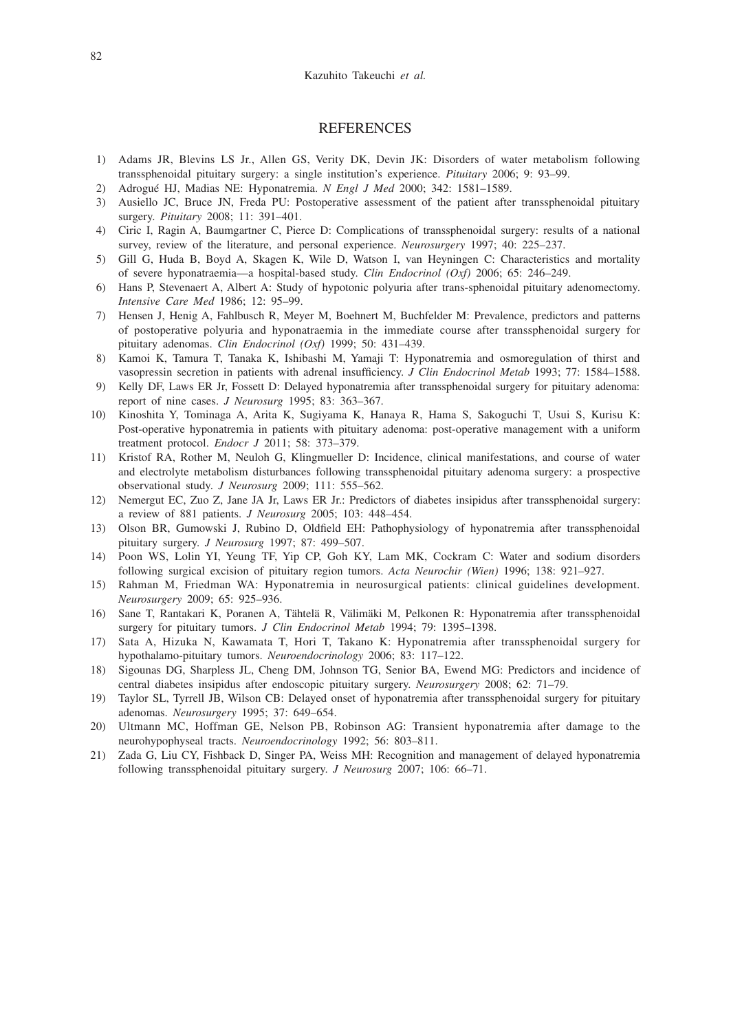## REFERENCES

1) Adams JR, Blevins LS Jr., Allen GS, Verity DK, Devin JK: Disorders of water metabolism following transsphenoidal pituitary surgery: a single institution's experience. *Pituitary* 2006; 9: 93–99.
2) Adrogué HJ, Madias NE: Hyponatremia. *N Engl J Med* 2000; 342: 1581–1589.
3) Ausiello JC, Bruce JN, Freda PU: Postoperative assessment of the patient after transsphenoidal pituitary surgery. *Pituitary* 2008; 11: 391–401.
4) Ciric I, Ragin A, Baumgartner C, Pierce D: Complications of transsphenoidal surgery: results of a national survey, review of the literature, and personal experience. *Neurosurgery* 1997; 40: 225–237.
5) Gill G, Huda B, Boyd A, Skagen K, Wile D, Watson I, van Heyningen C: Characteristics and mortality of severe hyponatraemia—a hospital-based study. *Clin Endocrinol (Oxf)* 2006; 65: 246–249.
6) Hans P, Stevenaert A, Albert A: Study of hypotonic polyuria after trans-sphenoidal pituitary adenomectomy. *Intensive Care Med* 1986; 12: 95–99.
7) Hensen J, Henig A, Fahlbusch R, Meyer M, Boehnert M, Buchfelder M: Prevalence, predictors and patterns of postoperative polyuria and hyponatraemia in the immediate course after transsphenoidal surgery for pituitary adenomas. *Clin Endocrinol (Oxf)* 1999; 50: 431–439.
8) Kamoi K, Tamura T, Tanaka K, Ishibashi M, Yamaji T: Hyponatremia and osmoregulation of thirst and vasopressin secretion in patients with adrenal insufficiency. *J Clin Endocrinol Metab* 1993; 77: 1584–1588.
9) Kelly DF, Laws ER Jr, Fossett D: Delayed hyponatremia after transsphenoidal surgery for pituitary adenoma: report of nine cases. *J Neurosurg* 1995; 83: 363–367.
10) Kinoshita Y, Tominaga A, Arita K, Sugiyama K, Hanaya R, Hama S, Sakoguchi T, Usui S, Kurisu K: Post-operative hyponatremia in patients with pituitary adenoma: post-operative management with a uniform treatment protocol. *Endocr J* 2011; 58: 373–379.
11) Kristof RA, Rother M, Neuloh G, Klingmueller D: Incidence, clinical manifestations, and course of water and electrolyte metabolism disturbances following transsphenoidal pituitary adenoma surgery: a prospective observational study. *J Neurosurg* 2009; 111: 555–562.
12) Nemergut EC, Zuo Z, Jane JA Jr, Laws ER Jr.: Predictors of diabetes insipidus after transsphenoidal surgery: a review of 881 patients. *J Neurosurg* 2005; 103: 448–454.
13) Olson BR, Gumowski J, Rubino D, Oldfield EH: Pathophysiology of hyponatremia after transsphenoidal pituitary surgery. *J Neurosurg* 1997; 87: 499–507.
14) Poon WS, Lolin YI, Yeung TF, Yip CP, Goh KY, Lam MK, Cockram C: Water and sodium disorders following surgical excision of pituitary region tumors. *Acta Neurochir (Wien)* 1996; 138: 921–927.
15) Rahman M, Friedman WA: Hyponatremia in neurosurgical patients: clinical guidelines development. *Neurosurgery* 2009; 65: 925–936.
16) Sane T, Rantakari K, Poranen A, Tähtelä R, Välimäki M, Pelkonen R: Hyponatremia after transsphenoidal surgery for pituitary tumors. *J Clin Endocrinol Metab* 1994; 79: 1395–1398.
17) Sata A, Hizuka N, Kawamata T, Hori T, Takano K: Hyponatremia after transsphenoidal surgery for hypothalamo-pituitary tumors. *Neuroendocrinology* 2006; 83: 117–122.
18) Sigounas DG, Sharpless JL, Cheng DM, Johnson TG, Senior BA, Ewend MG: Predictors and incidence of central diabetes insipidus after endoscopic pituitary surgery. *Neurosurgery* 2008; 62: 71–79.
19) Taylor SL, Tyrrell JB, Wilson CB: Delayed onset of hyponatremia after transsphenoidal surgery for pituitary adenomas. *Neurosurgery* 1995; 37: 649–654.
20) Ultmann MC, Hoffman GE, Nelson PB, Robinson AG: Transient hyponatremia after damage to the neurohypophyseal tracts. *Neuroendocrinology* 1992; 56: 803–811.
21) Zada G, Liu CY, Fishback D, Singer PA, Weiss MH: Recognition and management of delayed hyponatremia following transsphenoidal pituitary surgery. *J Neurosurg* 2007; 106: 66–71.